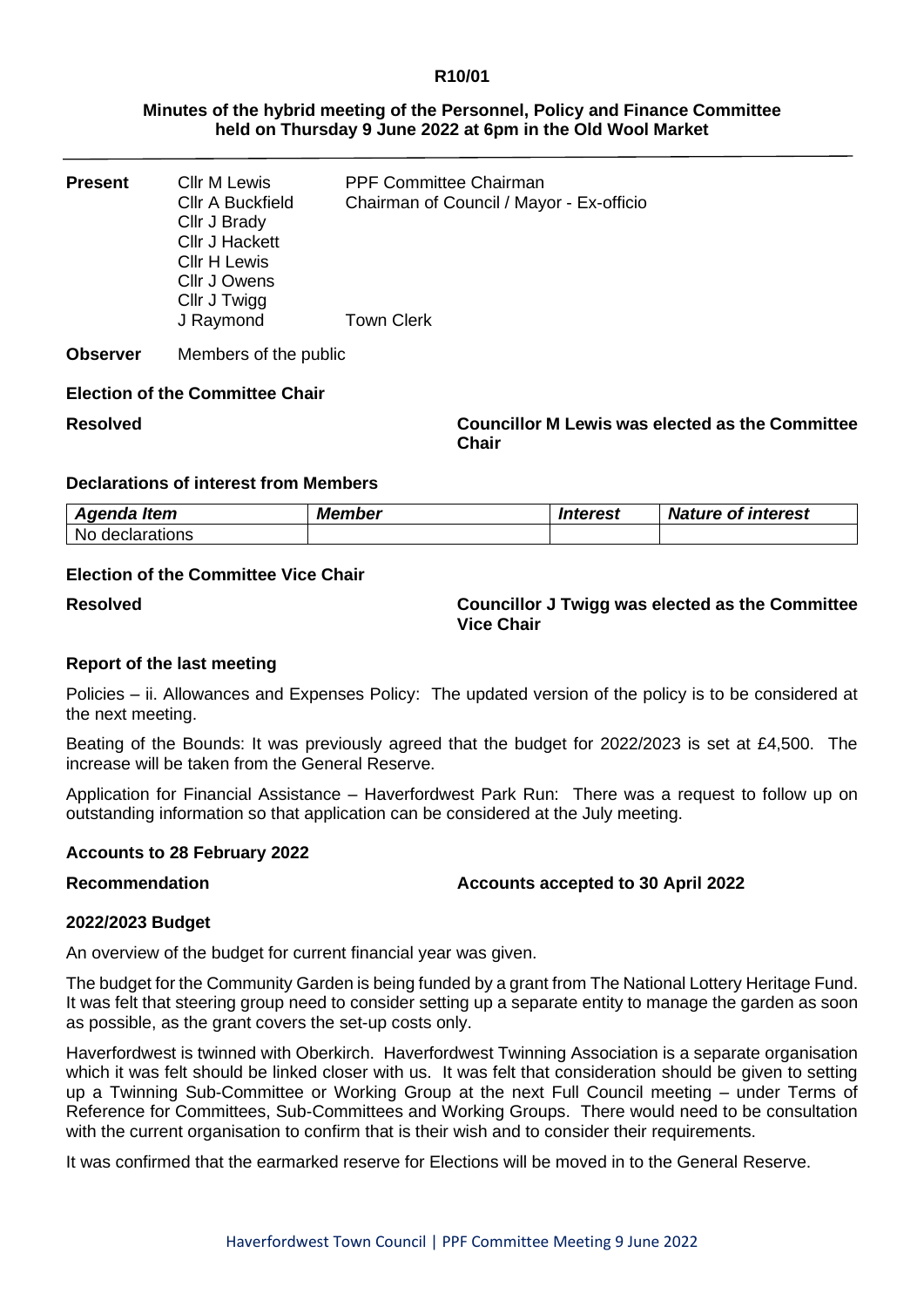**R10/01**

**Minutes of the hybrid meeting of the Personnel, Policy and Finance Committee held on Thursday 9 June 2022 at 6pm in the Old Wool Market**

| | | |
|---|---|---|
| **Present** | Cllr M Lewis | PPF Committee Chairman |
| | Cllr A Buckfield | Chairman of Council / Mayor - Ex-officio |
| | Cllr J Brady | |
| | Cllr J Hackett | |
| | Cllr H Lewis | |
| | Cllr J Owens | |
| | Cllr J Twigg | |
| | J Raymond | Town Clerk |
| **Observer** | Members of the public | |

**Election of the Committee Chair**

**Resolved** — **Councillor M Lewis was elected as the Committee Chair**

**Declarations of interest from Members**

| *Agenda Item* | *Member* | *Interest* | *Nature of interest* |
|---|---|---|---|
| No declarations | | | |

**Election of the Committee Vice Chair**

**Resolved** — **Councillor J Twigg was elected as the Committee Vice Chair**

**Report of the last meeting**

Policies – ii. Allowances and Expenses Policy: The updated version of the policy is to be considered at the next meeting.

Beating of the Bounds: It was previously agreed that the budget for 2022/2023 is set at £4,500. The increase will be taken from the General Reserve.

Application for Financial Assistance – Haverfordwest Park Run: There was a request to follow up on outstanding information so that application can be considered at the July meeting.

**Accounts to 28 February 2022**

**Recommendation** — **Accounts accepted to 30 April 2022**

**2022/2023 Budget**

An overview of the budget for current financial year was given.

The budget for the Community Garden is being funded by a grant from The National Lottery Heritage Fund. It was felt that steering group need to consider setting up a separate entity to manage the garden as soon as possible, as the grant covers the set-up costs only.

Haverfordwest is twinned with Oberkirch. Haverfordwest Twinning Association is a separate organisation which it was felt should be linked closer with us. It was felt that consideration should be given to setting up a Twinning Sub-Committee or Working Group at the next Full Council meeting – under Terms of Reference for Committees, Sub-Committees and Working Groups. There would need to be consultation with the current organisation to confirm that is their wish and to consider their requirements.

It was confirmed that the earmarked reserve for Elections will be moved in to the General Reserve.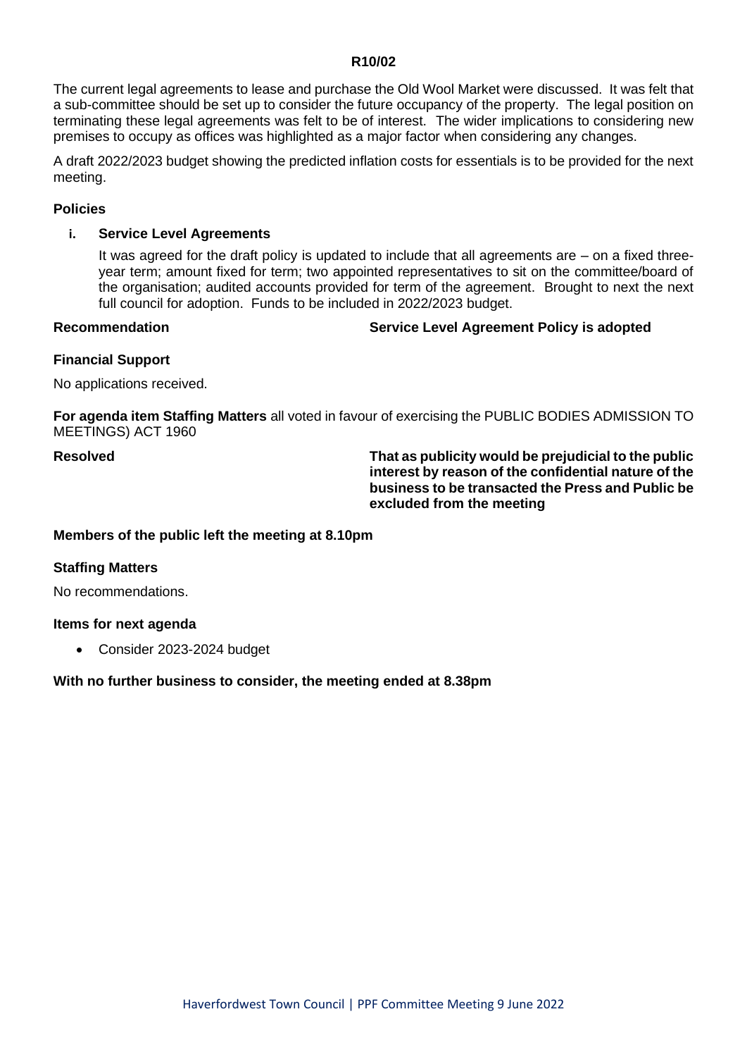**R10/02**

The current legal agreements to lease and purchase the Old Wool Market were discussed. It was felt that a sub-committee should be set up to consider the future occupancy of the property. The legal position on terminating these legal agreements was felt to be of interest. The wider implications to considering new premises to occupy as offices was highlighted as a major factor when considering any changes.

A draft 2022/2023 budget showing the predicted inflation costs for essentials is to be provided for the next meeting.

**Policies**

**i. Service Level Agreements**

It was agreed for the draft policy is updated to include that all agreements are – on a fixed three-year term; amount fixed for term; two appointed representatives to sit on the committee/board of the organisation; audited accounts provided for term of the agreement. Brought to next the next full council for adoption. Funds to be included in 2022/2023 budget.

**Recommendation** **Service Level Agreement Policy is adopted**

**Financial Support**

No applications received.

**For agenda item Staffing Matters** all voted in favour of exercising the PUBLIC BODIES ADMISSION TO MEETINGS) ACT 1960

**Resolved** **That as publicity would be prejudicial to the public interest by reason of the confidential nature of the business to be transacted the Press and Public be excluded from the meeting**

**Members of the public left the meeting at 8.10pm**

**Staffing Matters**

No recommendations.

**Items for next agenda**

- Consider 2023-2024 budget

**With no further business to consider, the meeting ended at 8.38pm**